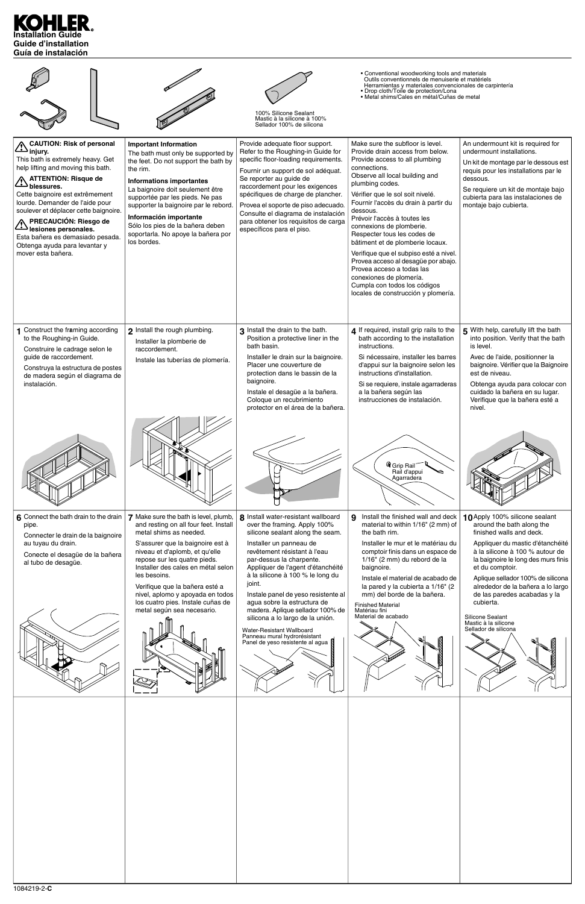# KOHLER

**Installation Guide**
**Guide d'installation**
**Guía de instalación**

100% Silicone Sealant
Mastic à la silicone à 100%
Sellador 100% de silicona

- Conventional woodworking tools and materials
  Outils conventionnels de menuiserie et matériels
  Herramientas y materiales convencionales de carpintería
- Drop cloth/Toile de protection/Lona
- Metal shims/Cales en métal/Cuñas de metal

**CAUTION: Risk of personal injury.**
This bath is extremely heavy. Get help lifting and moving this bath.

**ATTENTION: Risque de blessures.**
Cette baignoire est extrêmement lourde. Demander de l'aide pour soulever et déplacer cette baignoire.

**PRECAUCIÓN: Riesgo de lesiones personales.**
Esta bañera es demasiado pesada. Obtenga ayuda para levantar y mover esta bañera.

**Important Information**
The bath must only be supported by the feet. Do not support the bath by the rim.

**Informations importantes**
La baignoire doit seulement être supportée par les pieds. Ne pas supporter la baignoire par le rebord.

**Información importante**
Sólo los pies de la bañera deben soportarla. No apoye la bañera por los bordes.

Provide adequate floor support. Refer to the Roughing-in Guide for specific floor-loading requirements.

Fournir un support de sol adéquat. Se reporter au guide de raccordement pour les exigences spécifiques de charge de plancher.

Provea el soporte de piso adecuado. Consulte el diagrama de instalación para obtener los requisitos de carga específicos para el piso.

Make sure the subfloor is level. Provide drain access from below. Provide access to all plumbing connections.
Observe all local building and plumbing codes.

Vérifier que le sol soit nivelé. Fournir l'accès du drain à partir du dessous.
Prévoir l'accès à toutes les connexions de plomberie.
Respecter tous les codes de bâtiment et de plomberie locaux.

Verifique que el subpiso esté a nivel. Provea acceso al desagüe por abajo. Provea acceso a todas las conexiones de plomería.
Cumpla con todos los códigos locales de construcción y plomería.

An undermount kit is required for undermount installations.

Un kit de montage par le dessous est requis pour les installations par le dessous.

Se requiere un kit de montaje bajo cubierta para las instalaciones de montaje bajo cubierta.

**1** Construct the framing according to the Roughing-in Guide.

Construire le cadrage selon le guide de raccordement.

Construya la estructura de postes de madera según el diagrama de instalación.

**2** Install the rough plumbing.

Installer la plomberie de raccordement.

Instale las tuberías de plomería.

**3** Install the drain to the bath. Position a protective liner in the bath basin.

Installer le drain sur la baignoire. Placer une couverture de protection dans le bassin de la baignoire.

Instale el desagüe a la bañera. Coloque un recubrimiento protector en el área de la bañera.

**4** If required, install grip rails to the bath according to the installation instructions.

Si nécessaire, installer les barres d'appui sur la baignoire selon les instructions d'installation.

Si se requiere, instale agarraderas a la bañera según las instrucciones de instalación.

Grip Rail
Rail d'appui
Agarradera

**5** With help, carefully lift the bath into position. Verify that the bath is level.

Avec de l'aide, positionner la baignoire. Vérifier que la Baignoire est de niveau.

Obtenga ayuda para colocar con cuidado la bañera en su lugar. Verifique que la bañera esté a nivel.

**6** Connect the bath drain to the drain pipe.

Connecter le drain de la baignoire au tuyau du drain.

Conecte el desagüe de la bañera al tubo de desagüe.

**7** Make sure the bath is level, plumb, and resting on all four feet. Install metal shims as needed.

S'assurer que la baignoire est à niveau et d'aplomb, et qu'elle repose sur les quatre pieds. Installer des cales en métal selon les besoins.

Verifique que la bañera esté a nivel, aplomo y apoyada en todos los cuatro pies. Instale cuñas de metal según sea necesario.

**8** Install water-resistant wallboard over the framing. Apply 100% silicone sealant along the seam.

Installer un panneau de revêtement résistant à l'eau par-dessus la charpente. Appliquer de l'agent d'étanchéité à la silicone à 100 % le long du joint.

Instale panel de yeso resistente al agua sobre la estructura de madera. Aplique sellador 100% de silicona a lo largo de la unión.

Water-Resistant Wallboard
Panneau mural hydrorésistant
Panel de yeso resistente al agua

**9** Install the finished wall and deck material to within 1/16" (2 mm) of the bath rim.

Installer le mur et le matériau du comptoir finis dans un espace de 1/16" (2 mm) du rebord de la baignoire.

Instale el material de acabado de la pared y la cubierta a 1/16" (2 mm) del borde de la bañera.

Finished Material
Matériau fini
Material de acabado

**10** Apply 100% silicone sealant around the bath along the finished walls and deck.

Appliquer du mastic d'étanchéité à la silicone à 100 % autour de la baignoire le long des murs finis et du comptoir.

Aplique sellador 100% de silicona alrededor de la bañera a lo largo de las paredes acabadas y la cubierta.

Silicone Sealant
Mastic à la silicone
Sellador de silicona

1084219-2-**C**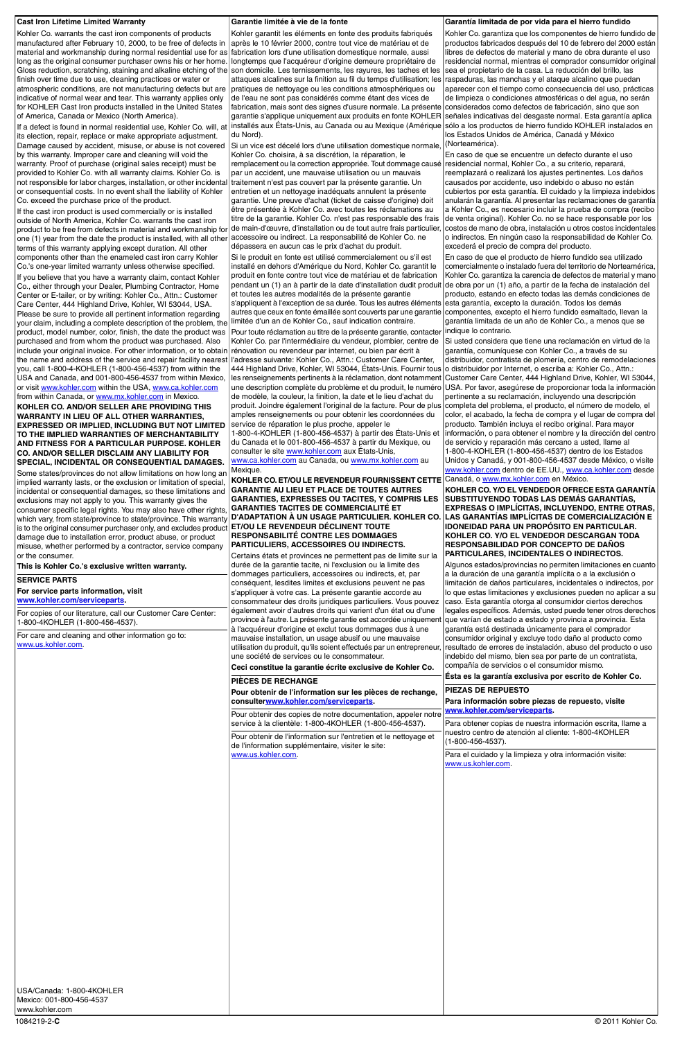## Cast Iron Lifetime Limited Warranty

Kohler Co. warrants the cast iron components of products manufactured after February 10, 2000, to be free of defects in material and workmanship during normal residential use for as long as the original consumer purchaser owns his or her home. Gloss reduction, scratching, staining and alkaline etching of the finish over time due to use, cleaning practices or water or atmospheric conditions, are not manufacturing defects but are indicative of normal wear and tear. This warranty applies only for KOHLER Cast Iron products installed in the United States of America, Canada or Mexico (North America).

If a defect is found in normal residential use, Kohler Co. will, at its election, repair, replace or make appropriate adjustment. Damage caused by accident, misuse, or abuse is not covered by this warranty. Improper care and cleaning will void the warranty. Proof of purchase (original sales receipt) must be provided to Kohler Co. with all warranty claims. Kohler Co. is not responsible for labor charges, installation, or other incidental or consequential costs. In no event shall the liability of Kohler Co. exceed the purchase price of the product.

If the cast iron product is used commercially or is installed outside of North America, Kohler Co. warrants the cast iron product to be free from defects in material and workmanship for one (1) year from the date the product is installed, with all other terms of this warranty applying except duration. All other components other than the enameled cast iron carry Kohler Co.'s one-year limited warranty unless otherwise specified.

If you believe that you have a warranty claim, contact Kohler Co., either through your Dealer, Plumbing Contractor, Home Center or E-tailer, or by writing: Kohler Co., Attn.: Customer Care Center, 444 Highland Drive, Kohler, WI 53044, USA. Please be sure to provide all pertinent information regarding your claim, including a complete description of the problem, the product, model number, color, finish, the date the product was purchased and from whom the product was purchased. Also include your original invoice. For other information, or to obtain the name and address of the service and repair facility nearest you, call 1-800-4-KOHLER (1-800-456-4537) from within the USA and Canada, and 001-800-456-4537 from within Mexico, or visit www.kohler.com within the USA, www.ca.kohler.com from within Canada, or www.mx.kohler.com in Mexico.

**KOHLER CO. AND/OR SELLER ARE PROVIDING THIS WARRANTY IN LIEU OF ALL OTHER WARRANTIES, EXPRESSED OR IMPLIED, INCLUDING BUT NOT LIMITED TO THE IMPLIED WARRANTIES OF MERCHANTABILITY AND FITNESS FOR A PARTICULAR PURPOSE. KOHLER CO. AND/OR SELLER DISCLAIM ANY LIABILITY FOR SPECIAL, INCIDENTAL OR CONSEQUENTIAL DAMAGES.**

Some states/provinces do not allow limitations on how long an implied warranty lasts, or the exclusion or limitation of special, incidental or consequential damages, so these limitations and exclusions may not apply to you. This warranty gives the consumer specific legal rights. You may also have other rights, which vary from state/province to state/province. This warranty is to the original consumer purchaser only, and excludes product damage due to installation error, product abuse, or product misuse, whether performed by a contractor, service company or the consumer.

**This is Kohler Co.'s exclusive written warranty.**

### SERVICE PARTS

**For service parts information, visit www.kohler.com/serviceparts.**

For copies of our literature, call our Customer Care Center: 1-800-4KOHLER (1-800-456-4537).

For care and cleaning and other information go to: www.us.kohler.com.

## Garantie limitée à vie de la fonte

Kohler garantit les éléments en fonte des produits fabriqués après le 10 février 2000, contre tout vice de matériau et de fabrication lors d'une utilisation domestique normale, aussi longtemps que l'acquéreur d'origine demeure propriétaire de son domicile. Les ternissements, les rayures, les taches et les attaques alcalines sur la finition au fil du temps d'utilisation; les pratiques de nettoyage ou les conditions atmosphériques ou de l'eau ne sont pas considérés comme étant des vices de fabrication, mais sont des signes d'usure normale. La présente garantie s'applique uniquement aux produits en fonte KOHLER installés aux États-Unis, au Canada ou au Mexique (Amérique du Nord).

Si un vice est décelé lors d'une utilisation domestique normale, Kohler Co. choisira, à sa discrétion, la réparation, le remplacement ou la correction appropriée. Tout dommage causé par un accident, une mauvaise utilisation ou un mauvais traitement n'est pas couvert par la présente garantie. Un entretien et un nettoyage inadéquats annulent la présente garantie. Une preuve d'achat (ticket de caisse d'origine) doit être présentée à Kohler Co. avec toutes les réclamations au titre de la garantie. Kohler Co. n'est pas responsable des frais de main-d'œuvre, d'installation ou de tout autre frais particulier, accessoire ou indirect. La responsabilité de Kohler Co. ne dépassera en aucun cas le prix d'achat du produit.

Si le produit en fonte est utilisé commercialement ou s'il est installé en dehors d'Amérique du Nord, Kohler Co. garantit le produit en fonte contre tout vice de matériau et de fabrication pendant un (1) an à partir de la date d'installation dudit produit et toutes les autres modalités de la présente garantie s'appliquent à l'exception de sa durée. Tous les autres éléments autres que ceux en fonte émaillée sont couverts par une garantie limitée d'un an de Kohler Co., sauf indication contraire.

Pour toute réclamation au titre de la présente garantie, contacter Kohler Co. par l'intermédiaire du vendeur, plombier, centre de rénovation ou revendeur par internet, ou bien par écrit à l'adresse suivante: Kohler Co., Attn.: Customer Care Center, 444 Highland Drive, Kohler, WI 53044, États-Unis. Fournir tous les renseignements pertinents à la réclamation, dont notamment une description complète du problème et du produit, le numéro de modèle, la couleur, la finition, la date et le lieu d'achat du produit. Joindre également l'original de la facture. Pour de plus amples renseignements ou pour obtenir les coordonnées du service de réparation le plus proche, appeler le 1-800-4-KOHLER (1-800-456-4537) à partir des États-Unis et du Canada et le 001-800-456-4537 à partir du Mexique, ou consulter le site www.kohler.com aux États-Unis, www.ca.kohler.com au Canada, ou www.mx.kohler.com au Mexique.

**KOHLER CO. ET/OU LE REVENDEUR FOURNISSENT CETTE GARANTIE AU LIEU ET PLACE DE TOUTES AUTRES GARANTIES, EXPRESSES OU TACITES, Y COMPRIS LES GARANTIES TACITES DE COMMERCIALITÉ ET D'ADAPTATION À UN USAGE PARTICULIER. KOHLER CO. ET/OU LE REVENDEUR DÉCLINENT TOUTE RESPONSABILITÉ CONTRE LES DOMMAGES PARTICULIERS, ACCESSOIRES OU INDIRECTS.**

Certains états et provinces ne permettent pas de limite sur la durée de la garantie tacite, ni l'exclusion ou la limite des dommages particuliers, accessoires ou indirects, et, par conséquent, lesdites limites et exclusions peuvent ne pas s'appliquer à votre cas. La présente garantie accorde au consommateur des droits juridiques particuliers. Vous pouvez également avoir d'autres droits qui varient d'un état ou d'une province à l'autre. La présente garantie est accordée uniquement à l'acquéreur d'origine et exclut tous dommages dus à une mauvaise installation, un usage abusif ou une mauvaise utilisation du produit, qu'ils soient effectués par un entrepreneur, une société de services ou le consommateur.

**Ceci constitue la garantie écrite exclusive de Kohler Co.**

### PIÈCES DE RECHANGE

**Pour obtenir de l'information sur les pièces de rechange, consulterwww.kohler.com/serviceparts.**

Pour obtenir des copies de notre documentation, appeler notre service à la clientèle: 1-800-4KOHLER (1-800-456-4537).

Pour obtenir de l'information sur l'entretien et le nettoyage et de l'information supplémentaire, visiter le site: www.us.kohler.com.

## Garantía limitada de por vida para el hierro fundido

Kohler Co. garantiza que los componentes de hierro fundido de productos fabricados desde el 10 de febrero del 2000 están libres de defectos de material y mano de obra durante el uso residencial normal, mientras el comprador consumidor original sea el propietario de la casa. La reducción del brillo, las raspaduras, las manchas y el ataque alcalino que puedan aparecer con el tiempo como consecuencia del uso, prácticas de limpieza o condiciones atmosféricas o del agua, no serán considerados como defectos de fabricación, sino que son señales indicativas del desgaste normal. Esta garantía aplica sólo a los productos de hierro fundido KOHLER instalados en los Estados Unidos de América, Canadá y México (Norteamérica).

En caso de que se encuentre un defecto durante el uso residencial normal, Kohler Co., a su criterio, reparará, reemplazará o realizará los ajustes pertinentes. Los daños causados por accidente, uso indebido o abuso no están cubiertos por esta garantía. El cuidado y la limpieza indebidos anularán la garantía. Al presentar las reclamaciones de garantía a Kohler Co., es necesario incluir la prueba de compra (recibo de venta original). Kohler Co. no se hace responsable por los costos de mano de obra, instalación u otros costos incidentales o indirectos. En ningún caso la responsabilidad de Kohler Co. excederá el precio de compra del producto.

En caso de que el producto de hierro fundido sea utilizado comercialmente o instalado fuera del territorio de Norteamérica, Kohler Co. garantiza la carencia de defectos de material y mano de obra por un (1) año, a partir de la fecha de instalación del producto, estando en efecto todas las demás condiciones de esta garantía, excepto la duración. Todos los demás componentes, excepto el hierro fundido esmaltado, llevan la garantía limitada de un año de Kohler Co., a menos que se indique lo contrario.

Si usted considera que tiene una reclamación en virtud de la garantía, comuníquese con Kohler Co., a través de su distribuidor, contratista de plomería, centro de remodelaciones o distribuidor por Internet, o escriba a: Kohler Co., Attn.: Customer Care Center, 444 Highland Drive, Kohler, WI 53044, USA. Por favor, asegúrese de proporcionar toda la información pertinente a su reclamación, incluyendo una descripción completa del problema, el producto, el número de modelo, el color, el acabado, la fecha de compra y el lugar de compra del producto. También incluya el recibo original. Para mayor información, o para obtener el nombre y la dirección del centro de servicio y reparación más cercano a usted, llame al 1-800-4-KOHLER (1-800-456-4537) dentro de los Estados Unidos y Canadá, y 001-800-456-4537 desde México, o visite www.kohler.com dentro de EE.UU., www.ca.kohler.com desde Canadá, o www.mx.kohler.com en México.

**KOHLER CO. Y/O EL VENDEDOR OFRECE ESTA GARANTÍA SUBSTITUYENDO TODAS LAS DEMÁS GARANTÍAS, EXPRESAS O IMPLÍCITAS, INCLUYENDO, ENTRE OTRAS, LAS GARANTÍAS IMPLÍCITAS DE COMERCIALIZACIÓN E IDONEIDAD PARA UN PROPÓSITO EN PARTICULAR. KOHLER CO. Y/O EL VENDEDOR DESCARGAN TODA RESPONSABILIDAD POR CONCEPTO DE DAÑOS PARTICULARES, INCIDENTALES O INDIRECTOS.**

Algunos estados/provincias no permiten limitaciones en cuanto a la duración de una garantía implícita o a la exclusión o limitación de daños particulares, incidentales o indirectos, por lo que estas limitaciones y exclusiones pueden no aplicar a su caso. Esta garantía otorga al consumidor ciertos derechos legales específicos. Además, usted puede tener otros derechos que varían de estado a estado y provincia a provincia. Esta garantía está destinada únicamente para el comprador consumidor original y excluye todo daño al producto como resultado de errores de instalación, abuso del producto o uso indebido del mismo, bien sea por parte de un contratista, compañía de servicios o el consumidor mismo.

**Ésta es la garantía exclusiva por escrito de Kohler Co.**

### PIEZAS DE REPUESTO

**Para información sobre piezas de repuesto, visite www.kohler.com/serviceparts.**

Para obtener copias de nuestra información escrita, llame a nuestro centro de atención al cliente: 1-800-4KOHLER (1-800-456-4537).

Para el cuidado y la limpieza y otra información visite: www.us.kohler.com.

USA/Canada: 1-800-4KOHLER
Mexico: 001-800-456-4537
www.kohler.com

1084219-2-**C**

© 2011 Kohler Co.